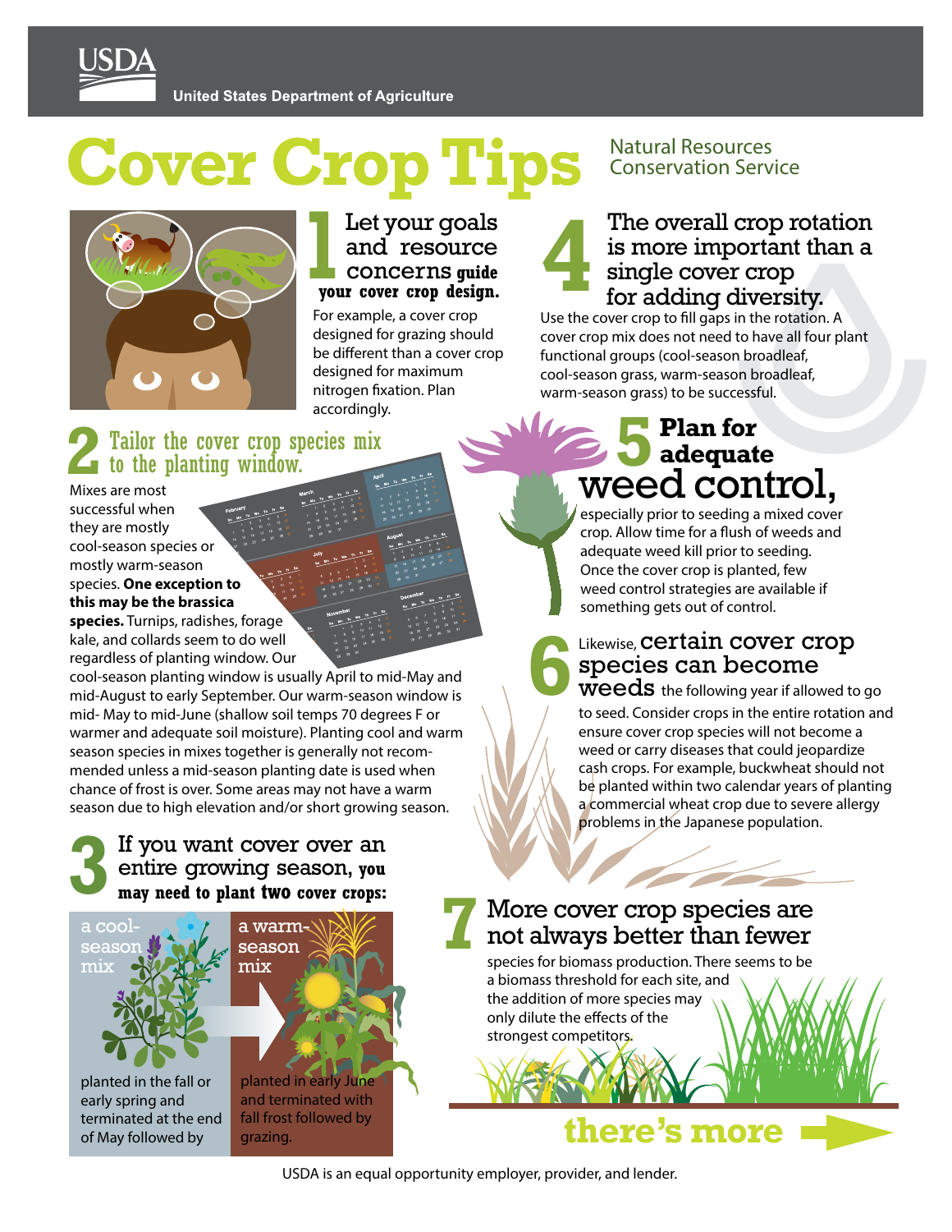USDA

United States Department of Agriculture

# Cover Crop Tips

Natural Resources Conservation Service

## 1 Let your goals and resource concerns guide your cover crop design.

For example, a cover crop designed for grazing should be different than a cover crop designed for maximum nitrogen fixation. Plan accordingly.

## 2 Tailor the cover crop species mix to the planting window.

Mixes are most successful when they are mostly cool-season species or mostly warm-season species. **One exception to this may be the brassica species.** Turnips, radishes, forage kale, and collards seem to do well regardless of planting window. Our cool-season planting window is usually April to mid-May and mid-August to early September. Our warm-season window is mid- May to mid-June (shallow soil temps 70 degrees F or warmer and adequate soil moisture). Planting cool and warm season species in mixes together is generally not recommended unless a mid-season planting date is used when chance of frost is over. Some areas may not have a warm season due to high elevation and/or short growing season.

## 3 If you want cover over an entire growing season, you may need to plant two cover crops:

**a cool-season mix**

planted in the fall or early spring and terminated at the end of May followed by

**a warm-season mix**

planted in early June and terminated with fall frost followed by grazing.

## 4 The overall crop rotation is more important than a single cover crop for adding diversity.

Use the cover crop to fill gaps in the rotation. A cover crop mix does not need to have all four plant functional groups (cool-season broadleaf, cool-season grass, warm-season broadleaf, warm-season grass) to be successful.

## 5 Plan for adequate weed control,

especially prior to seeding a mixed cover crop. Allow time for a flush of weeds and adequate weed kill prior to seeding. Once the cover crop is planted, few weed control strategies are available if something gets out of control.

## 6 Likewise, certain cover crop species can become weeds

the following year if allowed to go to seed. Consider crops in the entire rotation and ensure cover crop species will not become a weed or carry diseases that could jeopardize cash crops. For example, buckwheat should not be planted within two calendar years of planting a commercial wheat crop due to severe allergy problems in the Japanese population.

## 7 More cover crop species are not always better than fewer

species for biomass production. There seems to be a biomass threshold for each site, and the addition of more species may only dilute the effects of the strongest competitors.

**there's more**

USDA is an equal opportunity employer, provider, and lender.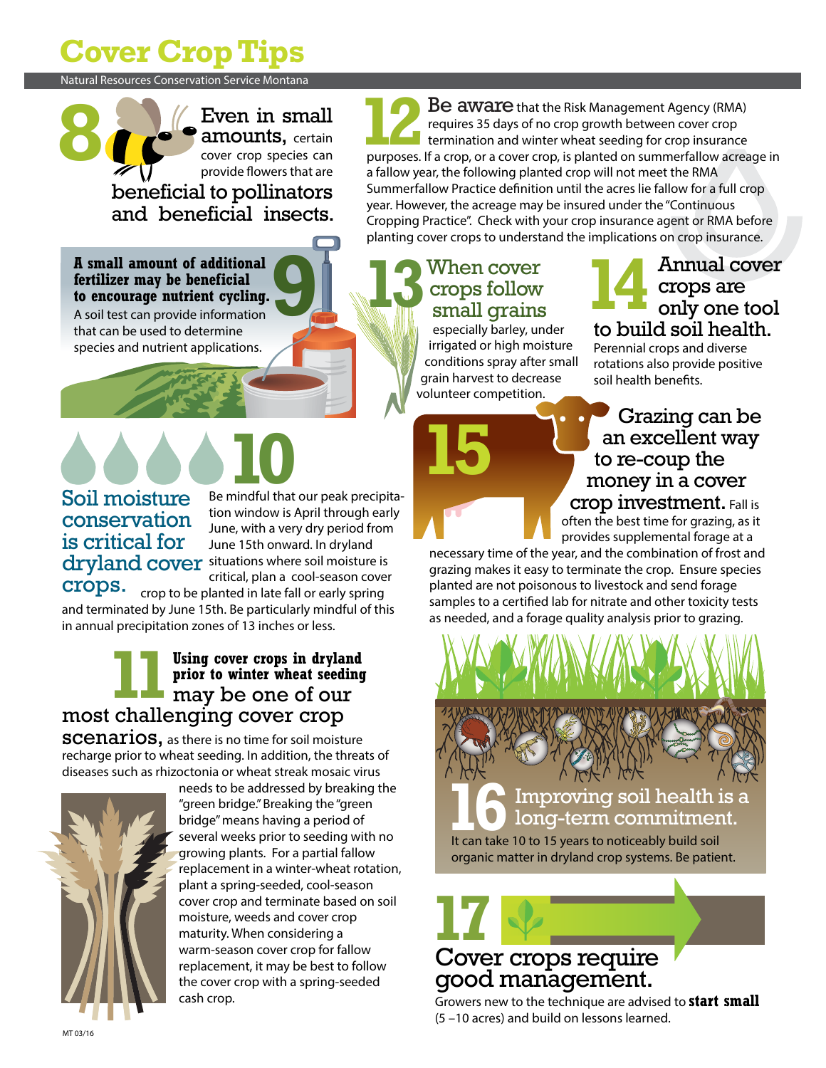# Cover Crop Tips

Natural Resources Conservation Service Montana

## 8

**Even in small amounts,** certain cover crop species can provide flowers that are **beneficial to pollinators and beneficial insects.**

## 9

**A small amount of additional fertilizer may be beneficial to encourage nutrient cycling.** A soil test can provide information that can be used to determine species and nutrient applications.

## 10

**Soil moisture conservation is critical for dryland cover crops.** Be mindful that our peak precipitation window is April through early June, with a very dry period from June 15th onward. In dryland situations where soil moisture is critical, plan a cool-season cover crop to be planted in late fall or early spring and terminated by June 15th. Be particularly mindful of this in annual precipitation zones of 13 inches or less.

## 11

**Using cover crops in dryland prior to winter wheat seeding may be one of our most challenging cover crop scenarios,** as there is no time for soil moisture recharge prior to wheat seeding. In addition, the threats of diseases such as rhizoctonia or wheat streak mosaic virus needs to be addressed by breaking the "green bridge." Breaking the "green bridge" means having a period of several weeks prior to seeding with no growing plants. For a partial fallow replacement in a winter-wheat rotation, plant a spring-seeded, cool-season cover crop and terminate based on soil moisture, weeds and cover crop maturity. When considering a warm-season cover crop for fallow replacement, it may be best to follow the cover crop with a spring-seeded cash crop.

## 12

**Be aware** that the Risk Management Agency (RMA) requires 35 days of no crop growth between cover crop termination and winter wheat seeding for crop insurance purposes. If a crop, or a cover crop, is planted on summerfallow acreage in a fallow year, the following planted crop will not meet the RMA Summerfallow Practice definition until the acres lie fallow for a full crop year. However, the acreage may be insured under the "Continuous Cropping Practice". Check with your crop insurance agent or RMA before planting cover crops to understand the implications on crop insurance.

## 13

**When cover crops follow small grains** especially barley, under irrigated or high moisture conditions spray after small grain harvest to decrease volunteer competition.

## 14

**Annual cover crops are only one tool to build soil health.** Perennial crops and diverse rotations also provide positive soil health benefits.

## 15

**Grazing can be an excellent way to re-coup the money in a cover crop investment.** Fall is often the best time for grazing, as it provides supplemental forage at a necessary time of the year, and the combination of frost and grazing makes it easy to terminate the crop. Ensure species planted are not poisonous to livestock and send forage samples to a certified lab for nitrate and other toxicity tests as needed, and a forage quality analysis prior to grazing.

## 16

**Improving soil health is a long-term commitment.** It can take 10 to 15 years to noticeably build soil organic matter in dryland crop systems. Be patient.

## 17

**Cover crops require good management.** Growers new to the technique are advised to **start small** (5 –10 acres) and build on lessons learned.

MT 03/16